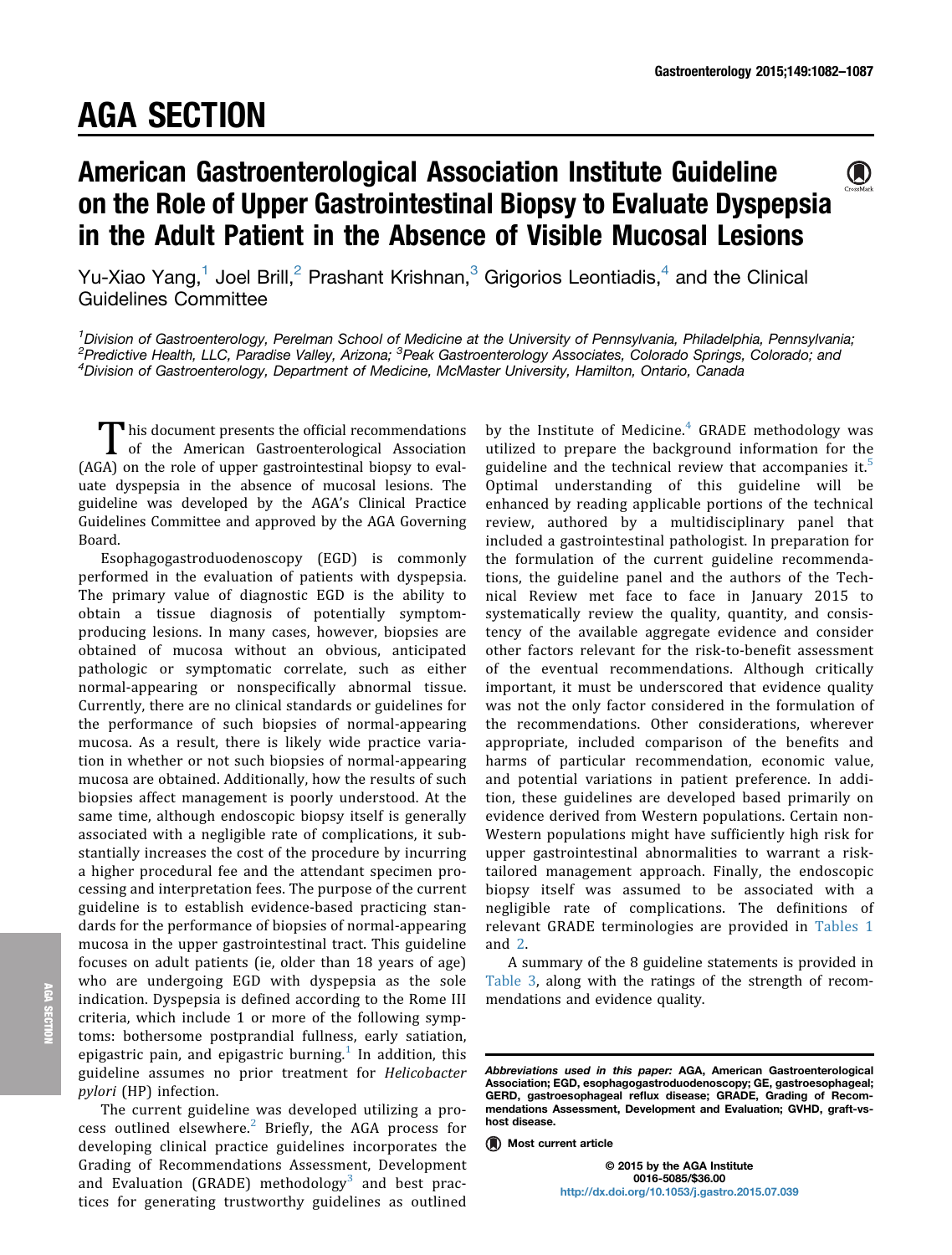# AGA SECTION

# American Gastroenterological Association Institute Guideline on the Role of Upper Gastrointestinal Biopsy to Evaluate Dyspepsia in the Adult Patient in the Absence of Visible Mucosal Lesions

Yu-Xiao Yang,[1] Joel Brill,[2] Prashant Krishnan,[3] Grigorios Leontiadis,[4] and the Clinical Guidelines Committee

[1]Division of Gastroenterology, Perelman School of Medicine at the University of Pennsylvania, Philadelphia, Pennsylvania; [2]Predictive Health, LLC, Paradise Valley, Arizona; [3]Peak Gastroenterology Associates, Colorado Springs, Colorado; and [4]Division of Gastroenterology, Department of Medicine, McMaster University, Hamilton, Ontario, Canada

This document presents the official recommendations of the American Gastroenterological Association (AGA) on the role of upper gastrointestinal biopsy to evaluate dyspepsia in the absence of mucosal lesions. The guideline was developed by the AGA's Clinical Practice Guidelines Committee and approved by the AGA Governing Board.

Esophagogastroduodenoscopy (EGD) is commonly performed in the evaluation of patients with dyspepsia. The primary value of diagnostic EGD is the ability to obtain a tissue diagnosis of potentially symptom-producing lesions. In many cases, however, biopsies are obtained of mucosa without an obvious, anticipated pathologic or symptomatic correlate, such as either normal-appearing or nonspecifically abnormal tissue. Currently, there are no clinical standards or guidelines for the performance of such biopsies of normal-appearing mucosa. As a result, there is likely wide practice variation in whether or not such biopsies of normal-appearing mucosa are obtained. Additionally, how the results of such biopsies affect management is poorly understood. At the same time, although endoscopic biopsy itself is generally associated with a negligible rate of complications, it substantially increases the cost of the procedure by incurring a higher procedural fee and the attendant specimen processing and interpretation fees. The purpose of the current guideline is to establish evidence-based practicing standards for the performance of biopsies of normal-appearing mucosa in the upper gastrointestinal tract. This guideline focuses on adult patients (ie, older than 18 years of age) who are undergoing EGD with dyspepsia as the sole indication. Dyspepsia is defined according to the Rome III criteria, which include 1 or more of the following symptoms: bothersome postprandial fullness, early satiation, epigastric pain, and epigastric burning.[1] In addition, this guideline assumes no prior treatment for *Helicobacter pylori* (HP) infection.

The current guideline was developed utilizing a process outlined elsewhere.[2] Briefly, the AGA process for developing clinical practice guidelines incorporates the Grading of Recommendations Assessment, Development and Evaluation (GRADE) methodology[3] and best practices for generating trustworthy guidelines as outlined by the Institute of Medicine.[4] GRADE methodology was utilized to prepare the background information for the guideline and the technical review that accompanies it.[5] Optimal understanding of this guideline will be enhanced by reading applicable portions of the technical review, authored by a multidisciplinary panel that included a gastrointestinal pathologist. In preparation for the formulation of the current guideline recommendations, the guideline panel and the authors of the Technical Review met face to face in January 2015 to systematically review the quality, quantity, and consistency of the available aggregate evidence and consider other factors relevant for the risk-to-benefit assessment of the eventual recommendations. Although critically important, it must be underscored that evidence quality was not the only factor considered in the formulation of the recommendations. Other considerations, wherever appropriate, included comparison of the benefits and harms of particular recommendation, economic value, and potential variations in patient preference. In addition, these guidelines are developed based primarily on evidence derived from Western populations. Certain non-Western populations might have sufficiently high risk for upper gastrointestinal abnormalities to warrant a risk-tailored management approach. Finally, the endoscopic biopsy itself was assumed to be associated with a negligible rate of complications. The definitions of relevant GRADE terminologies are provided in Tables 1 and 2.

A summary of the 8 guideline statements is provided in Table 3, along with the ratings of the strength of recommendations and evidence quality.

*Abbreviations used in this paper:* AGA, American Gastroenterological Association; EGD, esophagogastroduodenoscopy; GE, gastroesophageal; GERD, gastroesophageal reflux disease; GRADE, Grading of Recommendations Assessment, Development and Evaluation; GVHD, graft-vs-host disease.

Most current article

© 2015 by the AGA Institute
0016-5085/$36.00
http://dx.doi.org/10.1053/j.gastro.2015.07.039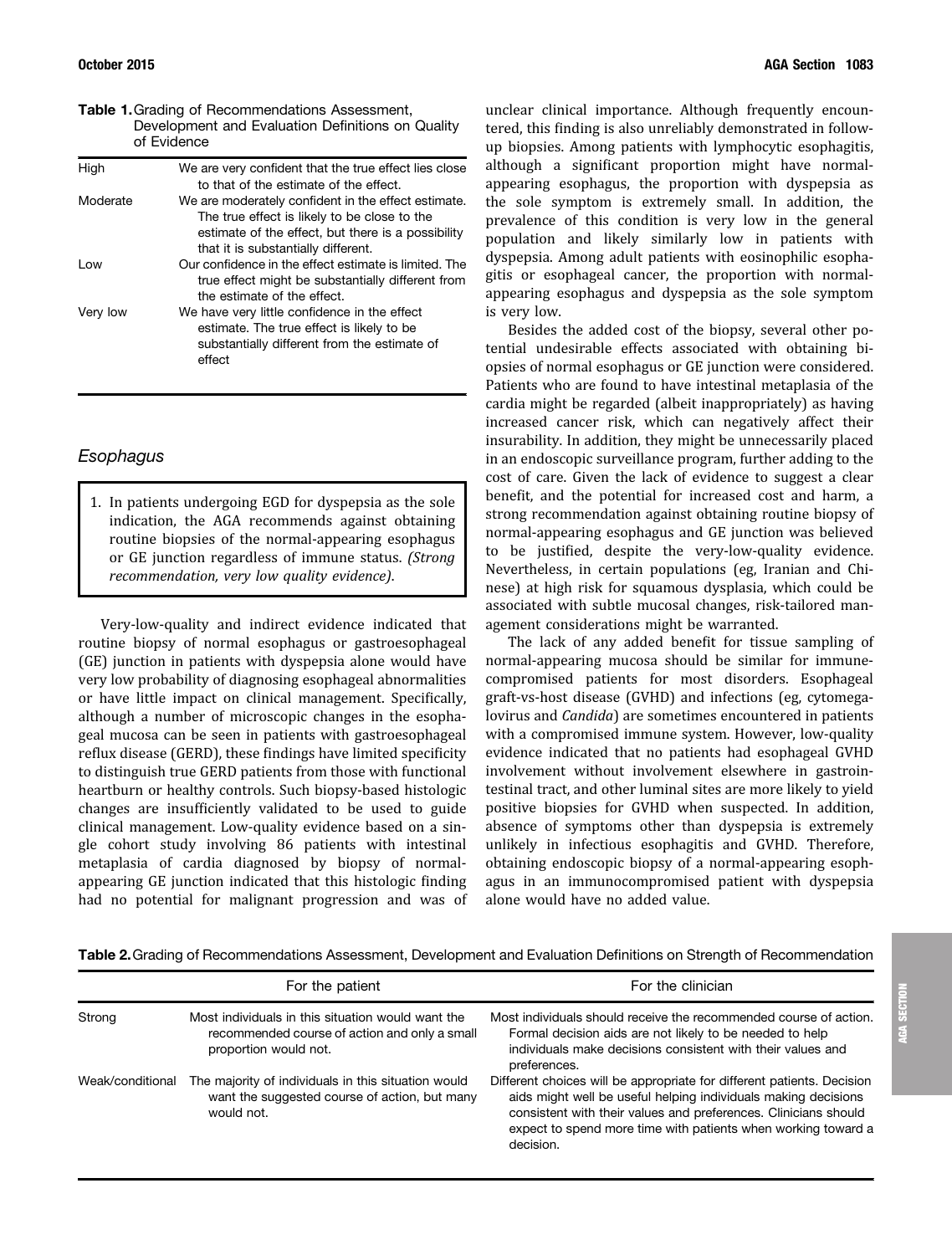**Table 1.** Grading of Recommendations Assessment, Development and Evaluation Definitions on Quality of Evidence

| | |
|---|---|
| High | We are very confident that the true effect lies close to that of the estimate of the effect. |
| Moderate | We are moderately confident in the effect estimate. The true effect is likely to be close to the estimate of the effect, but there is a possibility that it is substantially different. |
| Low | Our confidence in the effect estimate is limited. The true effect might be substantially different from the estimate of the effect. |
| Very low | We have very little confidence in the effect estimate. The true effect is likely to be substantially different from the estimate of effect |

## *Esophagus*

> 1. In patients undergoing EGD for dyspepsia as the sole indication, the AGA recommends against obtaining routine biopsies of the normal-appearing esophagus or GE junction regardless of immune status. *(Strong recommendation, very low quality evidence)*.

Very-low-quality and indirect evidence indicated that routine biopsy of normal esophagus or gastroesophageal (GE) junction in patients with dyspepsia alone would have very low probability of diagnosing esophageal abnormalities or have little impact on clinical management. Specifically, although a number of microscopic changes in the esophageal mucosa can be seen in patients with gastroesophageal reflux disease (GERD), these findings have limited specificity to distinguish true GERD patients from those with functional heartburn or healthy controls. Such biopsy-based histologic changes are insufficiently validated to be used to guide clinical management. Low-quality evidence based on a single cohort study involving 86 patients with intestinal metaplasia of cardia diagnosed by biopsy of normal-appearing GE junction indicated that this histologic finding had no potential for malignant progression and was of unclear clinical importance. Although frequently encountered, this finding is also unreliably demonstrated in follow-up biopsies. Among patients with lymphocytic esophagitis, although a significant proportion might have normal-appearing esophagus, the proportion with dyspepsia as the sole symptom is extremely small. In addition, the prevalence of this condition is very low in the general population and likely similarly low in patients with dyspepsia. Among adult patients with eosinophilic esophagitis or esophageal cancer, the proportion with normal-appearing esophagus and dyspepsia as the sole symptom is very low.

Besides the added cost of the biopsy, several other potential undesirable effects associated with obtaining biopsies of normal esophagus or GE junction were considered. Patients who are found to have intestinal metaplasia of the cardia might be regarded (albeit inappropriately) as having increased cancer risk, which can negatively affect their insurability. In addition, they might be unnecessarily placed in an endoscopic surveillance program, further adding to the cost of care. Given the lack of evidence to suggest a clear benefit, and the potential for increased cost and harm, a strong recommendation against obtaining routine biopsy of normal-appearing esophagus and GE junction was believed to be justified, despite the very-low-quality evidence. Nevertheless, in certain populations (eg, Iranian and Chinese) at high risk for squamous dysplasia, which could be associated with subtle mucosal changes, risk-tailored management considerations might be warranted.

The lack of any added benefit for tissue sampling of normal-appearing mucosa should be similar for immunecompromised patients for most disorders. Esophageal graft-vs-host disease (GVHD) and infections (eg, cytomegalovirus and *Candida*) are sometimes encountered in patients with a compromised immune system. However, low-quality evidence indicated that no patients had esophageal GVHD involvement without involvement elsewhere in gastrointestinal tract, and other luminal sites are more likely to yield positive biopsies for GVHD when suspected. In addition, absence of symptoms other than dyspepsia is extremely unlikely in infectious esophagitis and GVHD. Therefore, obtaining endoscopic biopsy of a normal-appearing esophagus in an immunocompromised patient with dyspepsia alone would have no added value.

**Table 2.** Grading of Recommendations Assessment, Development and Evaluation Definitions on Strength of Recommendation

| | For the patient | For the clinician |
|---|---|---|
| Strong | Most individuals in this situation would want the recommended course of action and only a small proportion would not. | Most individuals should receive the recommended course of action. Formal decision aids are not likely to be needed to help individuals make decisions consistent with their values and preferences. |
| Weak/conditional | The majority of individuals in this situation would want the suggested course of action, but many would not. | Different choices will be appropriate for different patients. Decision aids might well be useful helping individuals making decisions consistent with their values and preferences. Clinicians should expect to spend more time with patients when working toward a decision. |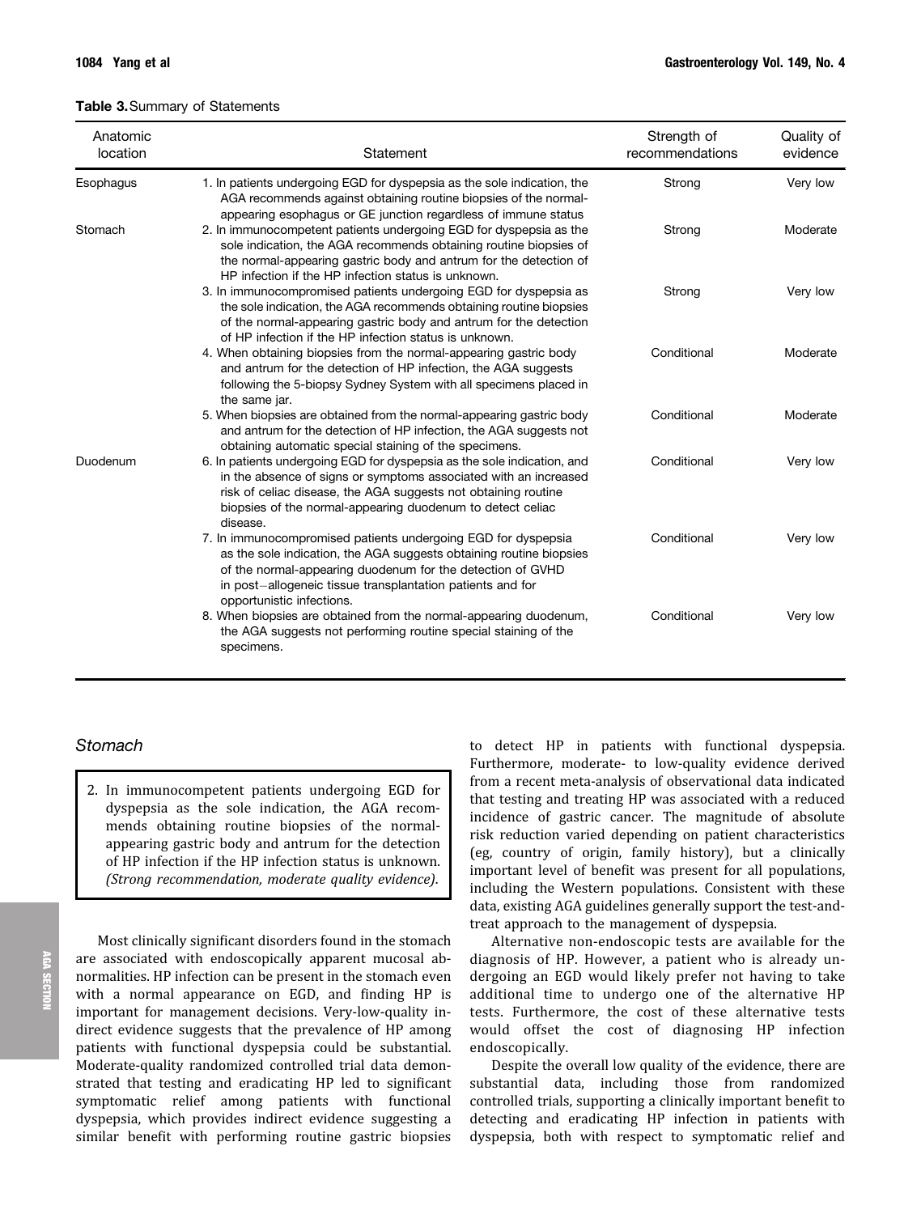**Table 3.** Summary of Statements

| Anatomic location | Statement | Strength of recommendations | Quality of evidence |
| --- | --- | --- | --- |
| Esophagus | 1. In patients undergoing EGD for dyspepsia as the sole indication, the AGA recommends against obtaining routine biopsies of the normal-appearing esophagus or GE junction regardless of immune status | Strong | Very low |
| Stomach | 2. In immunocompetent patients undergoing EGD for dyspepsia as the sole indication, the AGA recommends obtaining routine biopsies of the normal-appearing gastric body and antrum for the detection of HP infection if the HP infection status is unknown. | Strong | Moderate |
| | 3. In immunocompromised patients undergoing EGD for dyspepsia as the sole indication, the AGA recommends obtaining routine biopsies of the normal-appearing gastric body and antrum for the detection of HP infection if the HP infection status is unknown. | Strong | Very low |
| | 4. When obtaining biopsies from the normal-appearing gastric body and antrum for the detection of HP infection, the AGA suggests following the 5-biopsy Sydney System with all specimens placed in the same jar. | Conditional | Moderate |
| | 5. When biopsies are obtained from the normal-appearing gastric body and antrum for the detection of HP infection, the AGA suggests not obtaining automatic special staining of the specimens. | Conditional | Moderate |
| Duodenum | 6. In patients undergoing EGD for dyspepsia as the sole indication, and in the absence of signs or symptoms associated with an increased risk of celiac disease, the AGA suggests not obtaining routine biopsies of the normal-appearing duodenum to detect celiac disease. | Conditional | Very low |
| | 7. In immunocompromised patients undergoing EGD for dyspepsia as the sole indication, the AGA suggests obtaining routine biopsies of the normal-appearing duodenum for the detection of GVHD in post–allogeneic tissue transplantation patients and for opportunistic infections. | Conditional | Very low |
| | 8. When biopsies are obtained from the normal-appearing duodenum, the AGA suggests not performing routine special staining of the specimens. | Conditional | Very low |

## *Stomach*

> 2. In immunocompetent patients undergoing EGD for dyspepsia as the sole indication, the AGA recommends obtaining routine biopsies of the normal-appearing gastric body and antrum for the detection of HP infection if the HP infection status is unknown. *(Strong recommendation, moderate quality evidence).*

Most clinically significant disorders found in the stomach are associated with endoscopically apparent mucosal abnormalities. HP infection can be present in the stomach even with a normal appearance on EGD, and finding HP is important for management decisions. Very-low-quality indirect evidence suggests that the prevalence of HP among patients with functional dyspepsia could be substantial. Moderate-quality randomized controlled trial data demonstrated that testing and eradicating HP led to significant symptomatic relief among patients with functional dyspepsia, which provides indirect evidence suggesting a similar benefit with performing routine gastric biopsies to detect HP in patients with functional dyspepsia. Furthermore, moderate- to low-quality evidence derived from a recent meta-analysis of observational data indicated that testing and treating HP was associated with a reduced incidence of gastric cancer. The magnitude of absolute risk reduction varied depending on patient characteristics (eg, country of origin, family history), but a clinically important level of benefit was present for all populations, including the Western populations. Consistent with these data, existing AGA guidelines generally support the test-and-treat approach to the management of dyspepsia.

Alternative non-endoscopic tests are available for the diagnosis of HP. However, a patient who is already undergoing an EGD would likely prefer not having to take additional time to undergo one of the alternative HP tests. Furthermore, the cost of these alternative tests would offset the cost of diagnosing HP infection endoscopically.

Despite the overall low quality of the evidence, there are substantial data, including those from randomized controlled trials, supporting a clinically important benefit to detecting and eradicating HP infection in patients with dyspepsia, both with respect to symptomatic relief and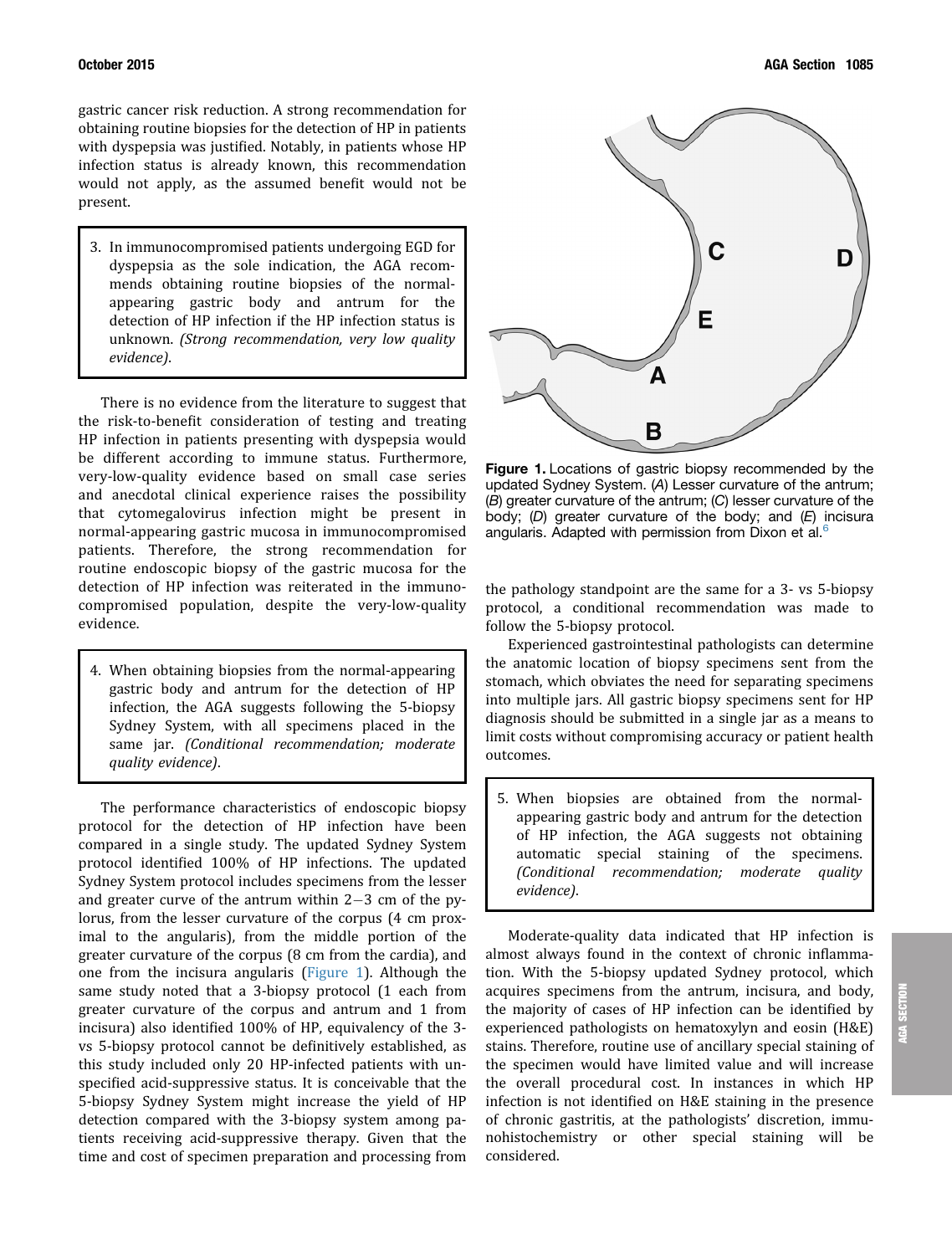gastric cancer risk reduction. A strong recommendation for obtaining routine biopsies for the detection of HP in patients with dyspepsia was justified. Notably, in patients whose HP infection status is already known, this recommendation would not apply, as the assumed benefit would not be present.

> 3. In immunocompromised patients undergoing EGD for dyspepsia as the sole indication, the AGA recommends obtaining routine biopsies of the normal-appearing gastric body and antrum for the detection of HP infection if the HP infection status is unknown. *(Strong recommendation, very low quality evidence)*.

There is no evidence from the literature to suggest that the risk-to-benefit consideration of testing and treating HP infection in patients presenting with dyspepsia would be different according to immune status. Furthermore, very-low-quality evidence based on small case series and anecdotal clinical experience raises the possibility that cytomegalovirus infection might be present in normal-appearing gastric mucosa in immunocompromised patients. Therefore, the strong recommendation for routine endoscopic biopsy of the gastric mucosa for the detection of HP infection was reiterated in the immunocompromised population, despite the very-low-quality evidence.

> 4. When obtaining biopsies from the normal-appearing gastric body and antrum for the detection of HP infection, the AGA suggests following the 5-biopsy Sydney System, with all specimens placed in the same jar. *(Conditional recommendation; moderate quality evidence)*.

The performance characteristics of endoscopic biopsy protocol for the detection of HP infection have been compared in a single study. The updated Sydney System protocol identified 100% of HP infections. The updated Sydney System protocol includes specimens from the lesser and greater curve of the antrum within 2–3 cm of the pylorus, from the lesser curvature of the corpus (4 cm proximal to the angularis), from the middle portion of the greater curvature of the corpus (8 cm from the cardia), and one from the incisura angularis (Figure 1). Although the same study noted that a 3-biopsy protocol (1 each from greater curvature of the corpus and antrum and 1 from incisura) also identified 100% of HP, equivalency of the 3- vs 5-biopsy protocol cannot be definitively established, as this study included only 20 HP-infected patients with unspecified acid-suppressive status. It is conceivable that the 5-biopsy Sydney System might increase the yield of HP detection compared with the 3-biopsy system among patients receiving acid-suppressive therapy. Given that the time and cost of specimen preparation and processing from the pathology standpoint are the same for a 3- vs 5-biopsy protocol, a conditional recommendation was made to follow the 5-biopsy protocol.

**Figure 1.** Locations of gastric biopsy recommended by the updated Sydney System. (*A*) Lesser curvature of the antrum; (*B*) greater curvature of the antrum; (*C*) lesser curvature of the body; (*D*) greater curvature of the body; and (*E*) incisura angularis. Adapted with permission from Dixon et al.[6]

Experienced gastrointestinal pathologists can determine the anatomic location of biopsy specimens sent from the stomach, which obviates the need for separating specimens into multiple jars. All gastric biopsy specimens sent for HP diagnosis should be submitted in a single jar as a means to limit costs without compromising accuracy or patient health outcomes.

> 5. When biopsies are obtained from the normal-appearing gastric body and antrum for the detection of HP infection, the AGA suggests not obtaining automatic special staining of the specimens. *(Conditional recommendation; moderate quality evidence)*.

Moderate-quality data indicated that HP infection is almost always found in the context of chronic inflammation. With the 5-biopsy updated Sydney protocol, which acquires specimens from the antrum, incisura, and body, the majority of cases of HP infection can be identified by experienced pathologists on hematoxylyn and eosin (H&E) stains. Therefore, routine use of ancillary special staining of the specimen would have limited value and will increase the overall procedural cost. In instances in which HP infection is not identified on H&E staining in the presence of chronic gastritis, at the pathologists' discretion, immunohistochemistry or other special staining will be considered.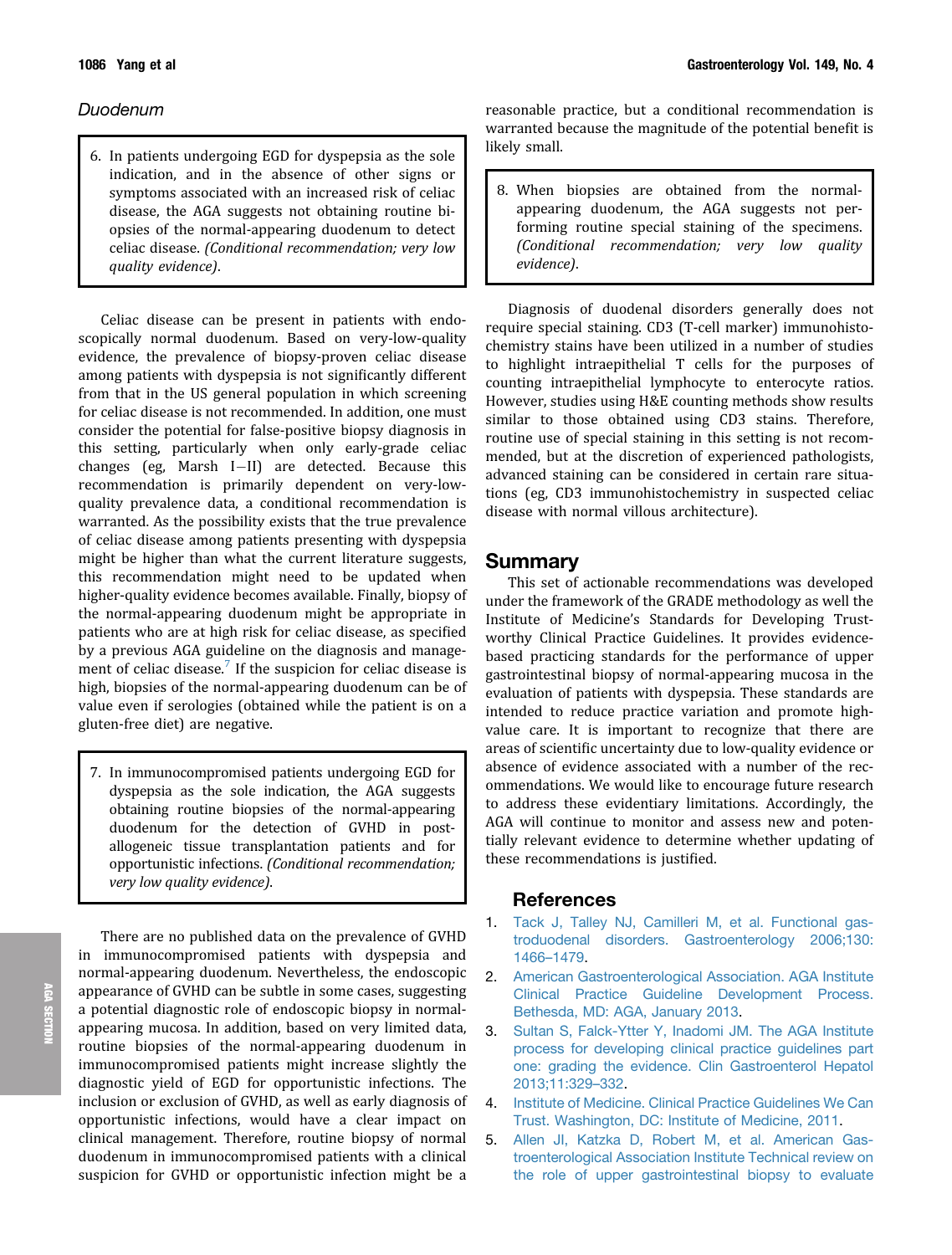### Duodenum

> 6. In patients undergoing EGD for dyspepsia as the sole indication, and in the absence of other signs or symptoms associated with an increased risk of celiac disease, the AGA suggests not obtaining routine biopsies of the normal-appearing duodenum to detect celiac disease. *(Conditional recommendation; very low quality evidence)*.

Celiac disease can be present in patients with endoscopically normal duodenum. Based on very-low-quality evidence, the prevalence of biopsy-proven celiac disease among patients with dyspepsia is not significantly different from that in the US general population in which screening for celiac disease is not recommended. In addition, one must consider the potential for false-positive biopsy diagnosis in this setting, particularly when only early-grade celiac changes (eg, Marsh I–II) are detected. Because this recommendation is primarily dependent on very-low-quality prevalence data, a conditional recommendation is warranted. As the possibility exists that the true prevalence of celiac disease among patients presenting with dyspepsia might be higher than what the current literature suggests, this recommendation might need to be updated when higher-quality evidence becomes available. Finally, biopsy of the normal-appearing duodenum might be appropriate in patients who are at high risk for celiac disease, as specified by a previous AGA guideline on the diagnosis and management of celiac disease.[7] If the suspicion for celiac disease is high, biopsies of the normal-appearing duodenum can be of value even if serologies (obtained while the patient is on a gluten-free diet) are negative.

> 7. In immunocompromised patients undergoing EGD for dyspepsia as the sole indication, the AGA suggests obtaining routine biopsies of the normal-appearing duodenum for the detection of GVHD in post-allogeneic tissue transplantation patients and for opportunistic infections. *(Conditional recommendation; very low quality evidence)*.

There are no published data on the prevalence of GVHD in immunocompromised patients with dyspepsia and normal-appearing duodenum. Nevertheless, the endoscopic appearance of GVHD can be subtle in some cases, suggesting a potential diagnostic role of endoscopic biopsy in normal-appearing mucosa. In addition, based on very limited data, routine biopsies of the normal-appearing duodenum in immunocompromised patients might increase slightly the diagnostic yield of EGD for opportunistic infections. The inclusion or exclusion of GVHD, as well as early diagnosis of opportunistic infections, would have a clear impact on clinical management. Therefore, routine biopsy of normal duodenum in immunocompromised patients with a clinical suspicion for GVHD or opportunistic infection might be a reasonable practice, but a conditional recommendation is warranted because the magnitude of the potential benefit is likely small.

> 8. When biopsies are obtained from the normal-appearing duodenum, the AGA suggests not performing routine special staining of the specimens. *(Conditional recommendation; very low quality evidence)*.

Diagnosis of duodenal disorders generally does not require special staining. CD3 (T-cell marker) immunohistochemistry stains have been utilized in a number of studies to highlight intraepithelial T cells for the purposes of counting intraepithelial lymphocyte to enterocyte ratios. However, studies using H&E counting methods show results similar to those obtained using CD3 stains. Therefore, routine use of special staining in this setting is not recommended, but at the discretion of experienced pathologists, advanced staining can be considered in certain rare situations (eg, CD3 immunohistochemistry in suspected celiac disease with normal villous architecture).

## Summary

This set of actionable recommendations was developed under the framework of the GRADE methodology as well the Institute of Medicine's Standards for Developing Trustworthy Clinical Practice Guidelines. It provides evidence-based practicing standards for the performance of upper gastrointestinal biopsy of normal-appearing mucosa in the evaluation of patients with dyspepsia. These standards are intended to reduce practice variation and promote high-value care. It is important to recognize that there are areas of scientific uncertainty due to low-quality evidence or absence of evidence associated with a number of the recommendations. We would like to encourage future research to address these evidentiary limitations. Accordingly, the AGA will continue to monitor and assess new and potentially relevant evidence to determine whether updating of these recommendations is justified.

## References

1. Tack J, Talley NJ, Camilleri M, et al. Functional gastroduodenal disorders. Gastroenterology 2006;130:1466–1479.
2. American Gastroenterological Association. AGA Institute Clinical Practice Guideline Development Process. Bethesda, MD: AGA, January 2013.
3. Sultan S, Falck-Ytter Y, Inadomi JM. The AGA Institute process for developing clinical practice guidelines part one: grading the evidence. Clin Gastroenterol Hepatol 2013;11:329–332.
4. Institute of Medicine. Clinical Practice Guidelines We Can Trust. Washington, DC: Institute of Medicine, 2011.
5. Allen JI, Katzka D, Robert M, et al. American Gastroenterological Association Institute Technical review on the role of upper gastrointestinal biopsy to evaluate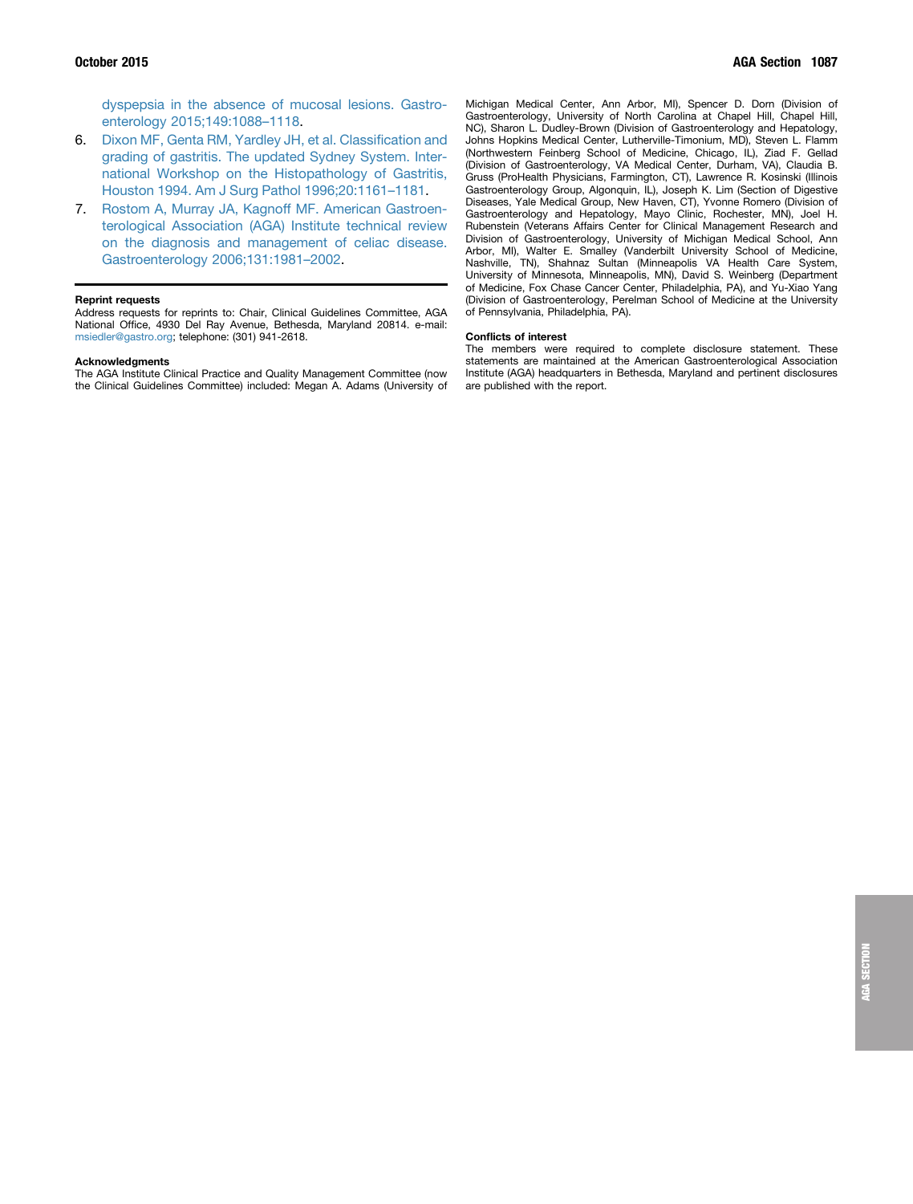dyspepsia in the absence of mucosal lesions. Gastroenterology 2015;149:1088–1118.

6. Dixon MF, Genta RM, Yardley JH, et al. Classification and grading of gastritis. The updated Sydney System. International Workshop on the Histopathology of Gastritis, Houston 1994. Am J Surg Pathol 1996;20:1161–1181.
7. Rostom A, Murray JA, Kagnoff MF. American Gastroenterological Association (AGA) Institute technical review on the diagnosis and management of celiac disease. Gastroenterology 2006;131:1981–2002.

**Reprint requests**

Address requests for reprints to: Chair, Clinical Guidelines Committee, AGA National Office, 4930 Del Ray Avenue, Bethesda, Maryland 20814. e-mail: msiedler@gastro.org; telephone: (301) 941-2618.

**Acknowledgments**

The AGA Institute Clinical Practice and Quality Management Committee (now the Clinical Guidelines Committee) included: Megan A. Adams (University of Michigan Medical Center, Ann Arbor, MI), Spencer D. Dorn (Division of Gastroenterology, University of North Carolina at Chapel Hill, Chapel Hill, NC), Sharon L. Dudley-Brown (Division of Gastroenterology and Hepatology, Johns Hopkins Medical Center, Lutherville-Timonium, MD), Steven L. Flamm (Northwestern Feinberg School of Medicine, Chicago, IL), Ziad F. Gellad (Division of Gastroenterology, VA Medical Center, Durham, VA), Claudia B. Gruss (ProHealth Physicians, Farmington, CT), Lawrence R. Kosinski (Illinois Gastroenterology Group, Algonquin, IL), Joseph K. Lim (Section of Digestive Diseases, Yale Medical Group, New Haven, CT), Yvonne Romero (Division of Gastroenterology and Hepatology, Mayo Clinic, Rochester, MN), Joel H. Rubenstein (Veterans Affairs Center for Clinical Management Research and Division of Gastroenterology, University of Michigan Medical School, Ann Arbor, MI), Walter E. Smalley (Vanderbilt University School of Medicine, Nashville, TN), Shahnaz Sultan (Minneapolis VA Health Care System, University of Minnesota, Minneapolis, MN), David S. Weinberg (Department of Medicine, Fox Chase Cancer Center, Philadelphia, PA), and Yu-Xiao Yang (Division of Gastroenterology, Perelman School of Medicine at the University of Pennsylvania, Philadelphia, PA).

**Conflicts of interest**

The members were required to complete disclosure statement. These statements are maintained at the American Gastroenterological Association Institute (AGA) headquarters in Bethesda, Maryland and pertinent disclosures are published with the report.